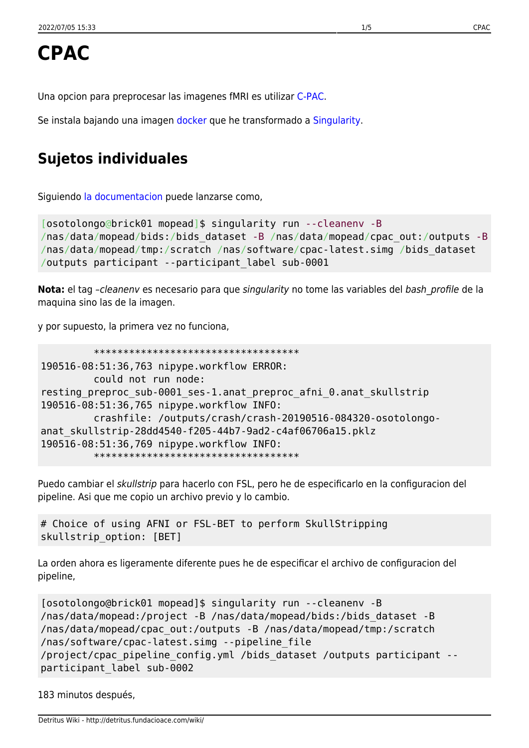# CPAC

Una opcion para preprocesar las imagenes fMRI es utilizar C-PAC.

Se instala bajando una imagen docker que he transformado a Singularity.

## Sujetos individuales

Siguiendo la documentacion puede lanzarse como,

```
[osotolongo@brick01 mopead]$ singularity run --cleanenv -B
/nas/data/mopead/bids:/bids_dataset -B /nas/data/mopead/cpac_out:/outputs -B
/nas/data/mopead/tmp:/scratch /nas/software/cpac-latest.simg /bids_dataset
/outputs participant --participant_label sub-0001
```

**Nota:** el tag *–cleanenv* es necesario para que *singularity* no tome las variables del *bash_profile* de la maquina sino las de la imagen.

y por supuesto, la primera vez no funciona,

```
         ***********************************
190516-08:51:36,763 nipype.workflow ERROR:
         could not run node:
resting_preproc_sub-0001_ses-1.anat_preproc_afni_0.anat_skullstrip
190516-08:51:36,765 nipype.workflow INFO:
         crashfile: /outputs/crash/crash-20190516-084320-osotolongo-
anat_skullstrip-28dd4540-f205-44b7-9ad2-c4af06706a15.pklz
190516-08:51:36,769 nipype.workflow INFO:
         ***********************************
```

Puedo cambiar el *skullstrip* para hacerlo con FSL, pero he de especificarlo en la configuracion del pipeline. Asi que me copio un archivo previo y lo cambio.

```
# Choice of using AFNI or FSL-BET to perform SkullStripping
skullstrip_option: [BET]
```

La orden ahora es ligeramente diferente pues he de especificar el archivo de configuracion del pipeline,

```
[osotolongo@brick01 mopead]$ singularity run --cleanenv -B
/nas/data/mopead:/project -B /nas/data/mopead/bids:/bids_dataset -B
/nas/data/mopead/cpac_out:/outputs -B /nas/data/mopead/tmp:/scratch
/nas/software/cpac-latest.simg --pipeline_file
/project/cpac_pipeline_config.yml /bids_dataset /outputs participant --
participant_label sub-0002
```

183 minutos después,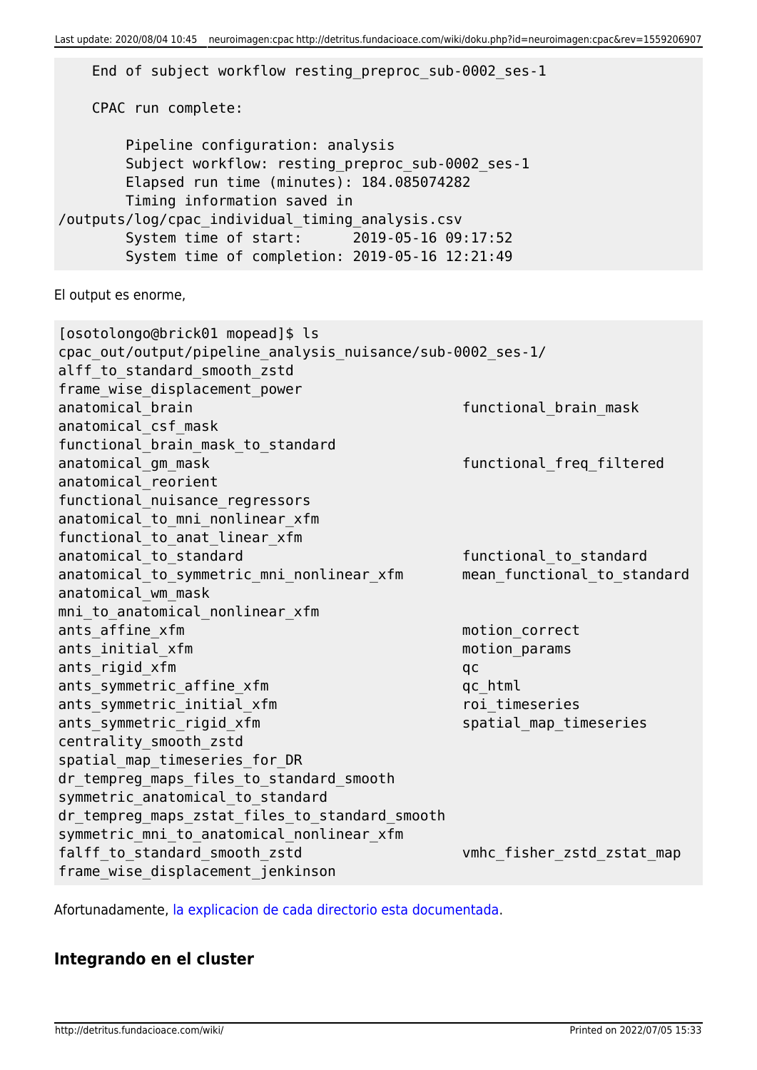```
    End of subject workflow resting_preproc_sub-0002_ses-1

    CPAC run complete:

        Pipeline configuration: analysis
        Subject workflow: resting_preproc_sub-0002_ses-1
        Elapsed run time (minutes): 184.085074282
        Timing information saved in
/outputs/log/cpac_individual_timing_analysis.csv
        System time of start:      2019-05-16 09:17:52
        System time of completion: 2019-05-16 12:21:49
```

El output es enorme,

```
[osotolongo@brick01 mopead]$ ls
cpac_out/output/pipeline_analysis_nuisance/sub-0002_ses-1/
alff_to_standard_smooth_zstd
frame_wise_displacement_power
anatomical_brain                                functional_brain_mask
anatomical_csf_mask
functional_brain_mask_to_standard
anatomical_gm_mask                              functional_freq_filtered
anatomical_reorient
functional_nuisance_regressors
anatomical_to_mni_nonlinear_xfm
functional_to_anat_linear_xfm
anatomical_to_standard                          functional_to_standard
anatomical_to_symmetric_mni_nonlinear_xfm       mean_functional_to_standard
anatomical_wm_mask
mni_to_anatomical_nonlinear_xfm
ants_affine_xfm                                 motion_correct
ants_initial_xfm                                motion_params
ants_rigid_xfm                                  qc
ants_symmetric_affine_xfm                       qc_html
ants_symmetric_initial_xfm                      roi_timeseries
ants_symmetric_rigid_xfm                        spatial_map_timeseries
centrality_smooth_zstd
spatial_map_timeseries_for_DR
dr_tempreg_maps_files_to_standard_smooth
symmetric_anatomical_to_standard
dr_tempreg_maps_zstat_files_to_standard_smooth
symmetric_mni_to_anatomical_nonlinear_xfm
falff_to_standard_smooth_zstd                   vmhc_fisher_zstd_zstat_map
frame_wise_displacement_jenkinson
```

Afortunadamente, la explicacion de cada directorio esta documentada.

## Integrando en el cluster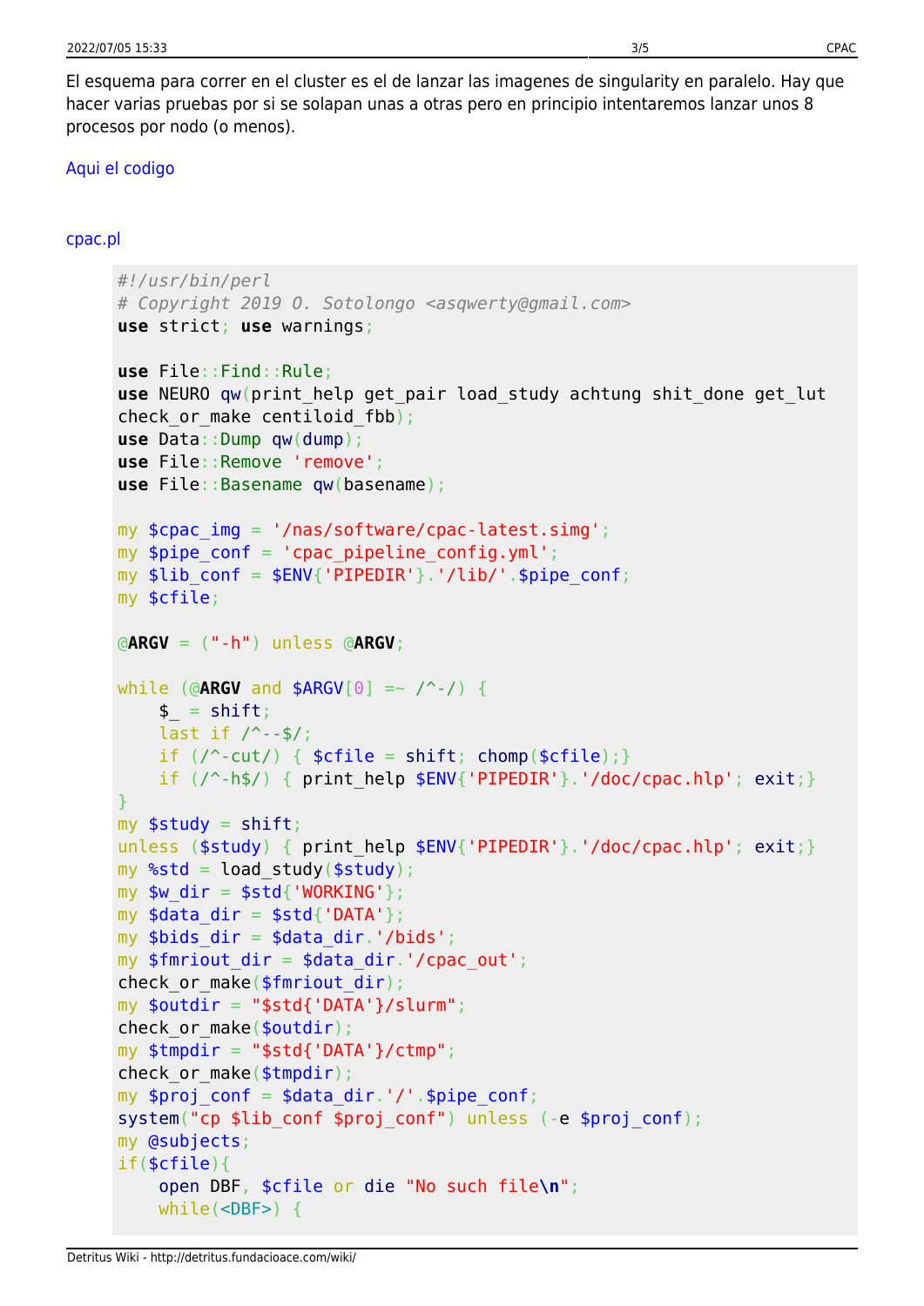El esquema para correr en el cluster es el de lanzar las imagenes de singularity en paralelo. Hay que hacer varias pruebas por si se solapan unas a otras pero en principio intentaremos lanzar unos 8 procesos por nodo (o menos).

Aqui el codigo

cpac.pl

```
#!/usr/bin/perl
# Copyright 2019 O. Sotolongo <asqwerty@gmail.com>
use strict; use warnings;

use File::Find::Rule;
use NEURO qw(print_help get_pair load_study achtung shit_done get_lut
check_or_make centiloid_fbb);
use Data::Dump qw(dump);
use File::Remove 'remove';
use File::Basename qw(basename);

my $cpac_img = '/nas/software/cpac-latest.simg';
my $pipe_conf = 'cpac_pipeline_config.yml';
my $lib_conf = $ENV{'PIPEDIR'}.'/lib/'.$pipe_conf;
my $cfile;

@ARGV = ("-h") unless @ARGV;

while (@ARGV and $ARGV[0] =~ /^-/) {
    $_ = shift;
    last if /^--$/;
    if (/^-cut/) { $cfile = shift; chomp($cfile);}
    if (/^-h$/) { print_help $ENV{'PIPEDIR'}.'/doc/cpac.hlp'; exit;}
}
my $study = shift;
unless ($study) { print_help $ENV{'PIPEDIR'}.'/doc/cpac.hlp'; exit;}
my %std = load_study($study);
my $w_dir = $std{'WORKING'};
my $data_dir = $std{'DATA'};
my $bids_dir = $data_dir.'/bids';
my $fmriout_dir = $data_dir.'/cpac_out';
check_or_make($fmriout_dir);
my $outdir = "$std{'DATA'}/slurm";
check_or_make($outdir);
my $tmpdir = "$std{'DATA'}/ctmp";
check_or_make($tmpdir);
my $proj_conf = $data_dir.'/'.$pipe_conf;
system("cp $lib_conf $proj_conf") unless (-e $proj_conf);
my @subjects;
if($cfile){
    open DBF, $cfile or die "No such file\n";
    while(<DBF>) {
```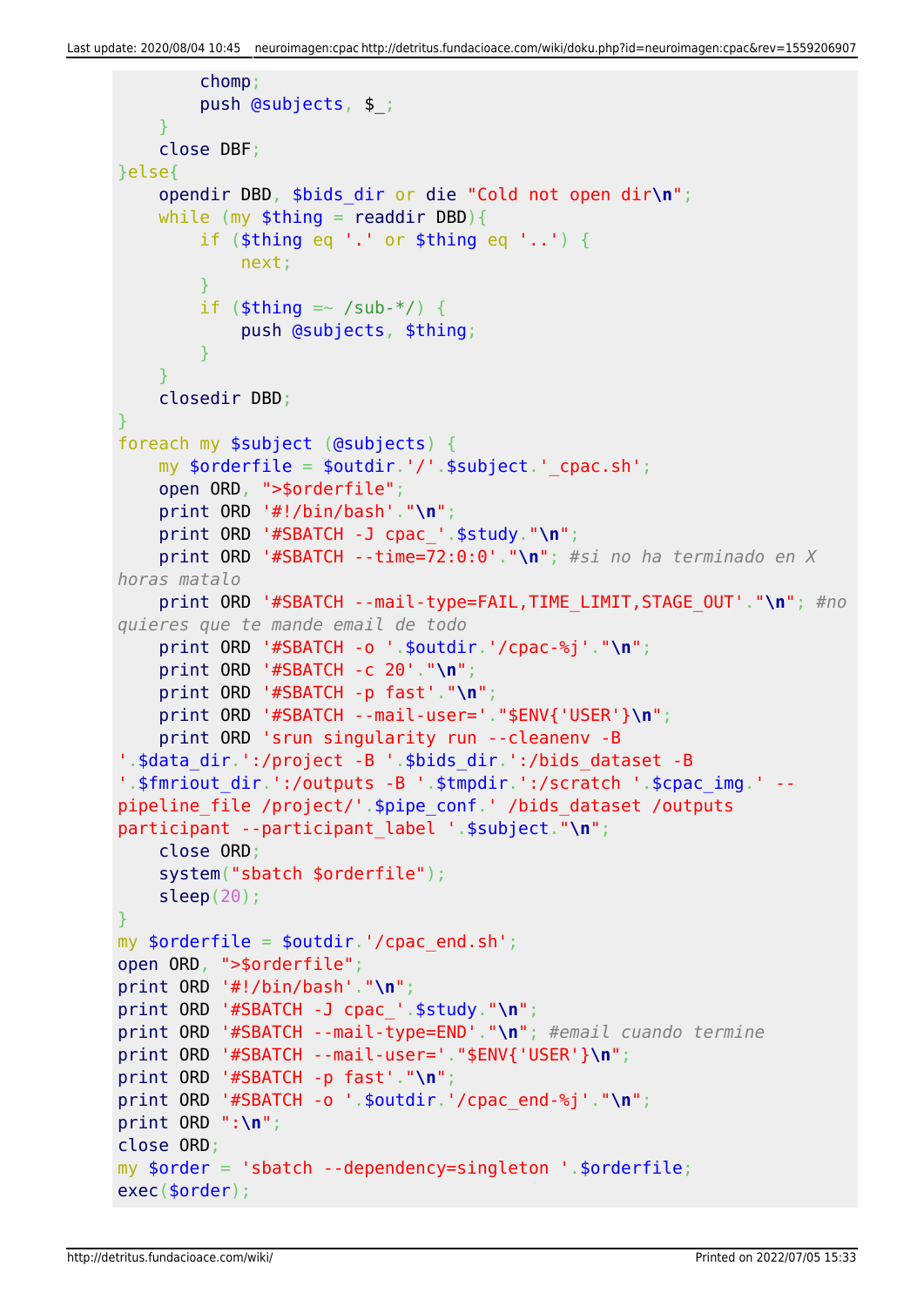```perl
        chomp;
        push @subjects, $_;
    }
    close DBF;
}else{
    opendir DBD, $bids_dir or die "Cold not open dir\n";
    while (my $thing = readdir DBD){
        if ($thing eq '.' or $thing eq '..') {
            next;
        }
        if ($thing =~ /sub-*/) {
            push @subjects, $thing;
        }
    }
    closedir DBD;
}
foreach my $subject (@subjects) {
    my $orderfile = $outdir.'/'.$subject.'_cpac.sh';
    open ORD, ">$orderfile";
    print ORD '#!/bin/bash'."\n";
    print ORD '#SBATCH -J cpac_'.$study."\n";
    print ORD '#SBATCH --time=72:0:0'."\n"; #si no ha terminado en X horas matalo
    print ORD '#SBATCH --mail-type=FAIL,TIME_LIMIT,STAGE_OUT'."\n"; #no quieres que te mande email de todo
    print ORD '#SBATCH -o '.$outdir.'/cpac-%j'."\n";
    print ORD '#SBATCH -c 20'."\n";
    print ORD '#SBATCH -p fast'."\n";
    print ORD '#SBATCH --mail-user='."$ENV{'USER'}\n";
    print ORD 'srun singularity run --cleanenv -B '.$data_dir.':/project -B '.$bids_dir.':/bids_dataset -B '.$fmriout_dir.':/outputs -B '.$tmpdir.':/scratch '.$cpac_img.' --pipeline_file /project/'.$pipe_conf.' /bids_dataset /outputs participant --participant_label '.$subject."\n";
    close ORD;
    system("sbatch $orderfile");
    sleep(20);
}
my $orderfile = $outdir.'/cpac_end.sh';
open ORD, ">$orderfile";
print ORD '#!/bin/bash'."\n";
print ORD '#SBATCH -J cpac_'.$study."\n";
print ORD '#SBATCH --mail-type=END'."\n"; #email cuando termine
print ORD '#SBATCH --mail-user='."$ENV{'USER'}\n";
print ORD '#SBATCH -p fast'."\n";
print ORD '#SBATCH -o '.$outdir.'/cpac_end-%j'."\n";
print ORD ":\n";
close ORD;
my $order = 'sbatch --dependency=singleton '.$orderfile;
exec($order);
```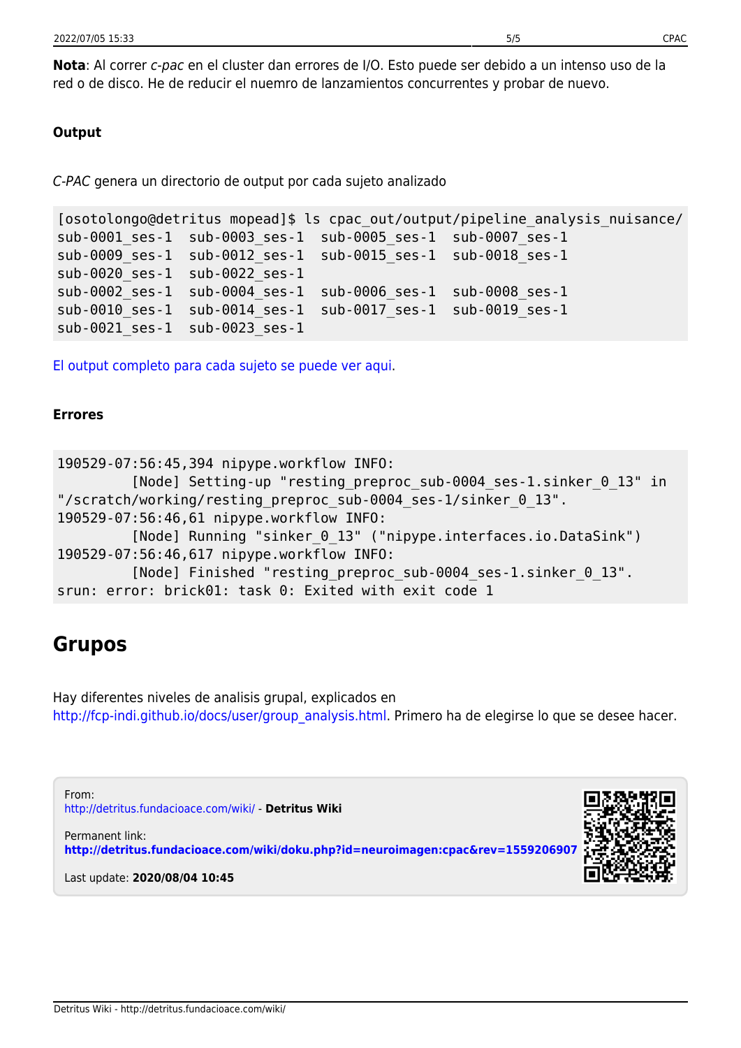**Nota**: Al correr *c-pac* en el cluster dan errores de I/O. Esto puede ser debido a un intenso uso de la red o de disco. He de reducir el nuemro de lanzamientos concurrentes y probar de nuevo.

#### Output

*C-PAC* genera un directorio de output por cada sujeto analizado

```
[osotolongo@detritus mopead]$ ls cpac_out/output/pipeline_analysis_nuisance/
sub-0001_ses-1  sub-0003_ses-1  sub-0005_ses-1  sub-0007_ses-1
sub-0009_ses-1  sub-0012_ses-1  sub-0015_ses-1  sub-0018_ses-1
sub-0020_ses-1  sub-0022_ses-1
sub-0002_ses-1  sub-0004_ses-1  sub-0006_ses-1  sub-0008_ses-1
sub-0010_ses-1  sub-0014_ses-1  sub-0017_ses-1  sub-0019_ses-1
sub-0021_ses-1  sub-0023_ses-1
```

El output completo para cada sujeto se puede ver aqui.

#### Errores

```
190529-07:56:45,394 nipype.workflow INFO:
         [Node] Setting-up "resting_preproc_sub-0004_ses-1.sinker_0_13" in
"/scratch/working/resting_preproc_sub-0004_ses-1/sinker_0_13".
190529-07:56:46,61 nipype.workflow INFO:
         [Node] Running "sinker_0_13" ("nipype.interfaces.io.DataSink")
190529-07:56:46,617 nipype.workflow INFO:
         [Node] Finished "resting_preproc_sub-0004_ses-1.sinker_0_13".
srun: error: brick01: task 0: Exited with exit code 1
```

## Grupos

Hay diferentes niveles de analisis grupal, explicados en http://fcp-indi.github.io/docs/user/group_analysis.html. Primero ha de elegirse lo que se desee hacer.

From:
http://detritus.fundacioace.com/wiki/ - **Detritus Wiki**

Permanent link:
**http://detritus.fundacioace.com/wiki/doku.php?id=neuroimagen:cpac&rev=1559206907**

Last update: **2020/08/04 10:45**